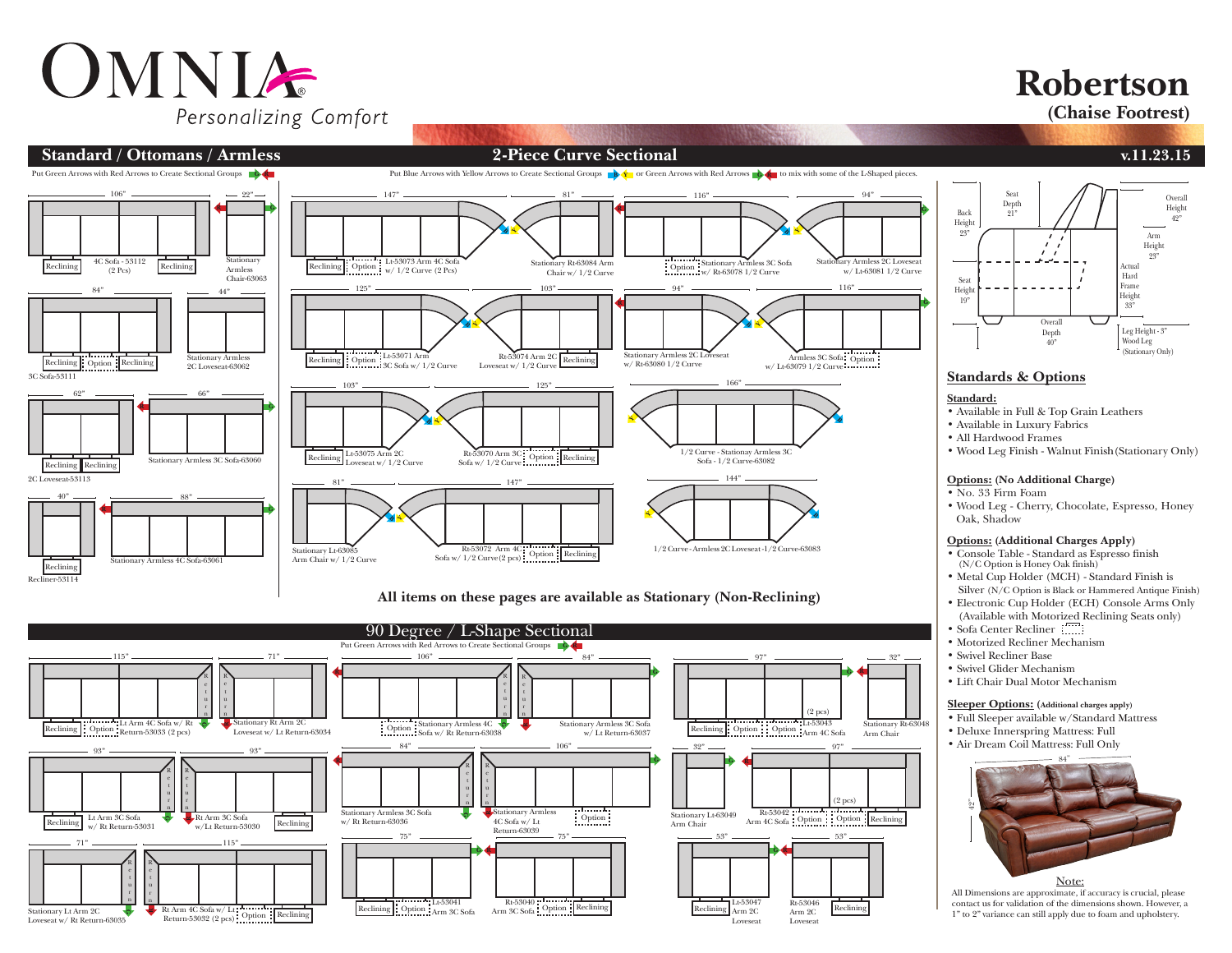# OMNIA

*Personalizing Comfort*

# Robertson

**(Chaise Footrest)**

## Standard / Ottomans / Armless

Put Green Arrows with Red Arrows to Create Sectional Groups

- 106" — 4C Sofa - 53112 (2 Pcs) — Reclining / Reclining
- 22" — Stationary Armless Chair-63063
- 84" — 3C Sofa-53111 — Reclining / Option / Reclining
- 44" — Stationary Armless 2C Loveseat-63062
- 62" — 2C Loveseat-53113 — Reclining / Reclining
- 66" — Stationary Armless 3C Sofa-63060
- 40" — Recliner-53114 — Reclining
- 88" — Stationary Armless 4C Sofa-63061

## 2-Piece Curve Sectional

Put Blue Arrows with Yellow Arrows to Create Sectional Groups or Green Arrows with Red Arrows to mix with some of the L-Shaped pieces.

- 147" — Lt-53073 Arm 4C Sofa w/ 1/2 Curve (2 Pcs) — Reclining / Option
- 81" — Stationary Rt-63084 Arm Chair w/ 1/2 Curve
- 116" — Stationary Armless 3C Sofa w/ Rt-63078 1/2 Curve — Option
- 94" — Stationary Armless 2C Loveseat w/ Lt-63081 1/2 Curve
- 125" — Lt-53071 Arm 3C Sofa w/ 1/2 Curve — Reclining / Option
- 103" — Rt-53074 Arm 2C Loveseat w/ 1/2 Curve — Reclining
- 94" — Stationary Armless 2C Loveseat w/ Rt-63080 1/2 Curve
- 116" — Armless 3C Sofa w/ Lt-63079 1/2 Curve — Option
- 103" — Lt-53075 Arm 2C Loveseat w/ 1/2 Curve — Reclining
- 125" — Rt-53070 Arm 3C Sofa w/ 1/2 Curve — Option / Reclining
- 166" — 1/2 Curve - Stationary Armless 3C Sofa - 1/2 Curve-63082
- 81" — Stationary Lt-63085 Arm Chair w/ 1/2 Curve
- 147" — Rt-53072 Arm 4C Sofa w/ 1/2 Curve (2 pcs) — Option / Reclining
- 144" — 1/2 Curve - Armless 2C Loveseat - 1/2 Curve-63083

**All items on these pages are available as Stationary (Non-Reclining)**

## v.11.23.15

Dimensions: Seat Depth 21"; Back Height 23"; Overall Height 42"; Arm Height 23"; Seat Height 19"; Actual Hard Frame Height 33"; Overall Depth 40"; Leg Height - 3" Wood Leg (Stationary Only)

### Standards & Options

**Standard:**

- Available in Full & Top Grain Leathers
- Available in Luxury Fabrics
- All Hardwood Frames
- Wood Leg Finish - Walnut Finish (Stationary Only)

**Options: (No Additional Charge)**

- No. 33 Firm Foam
- Wood Leg - Cherry, Chocolate, Espresso, Honey Oak, Shadow

**Options: (Additional Charges Apply)**

- Console Table - Standard as Espresso finish (N/C Option is Honey Oak finish)
- Metal Cup Holder (MCH) - Standard Finish is Silver (N/C Option is Black or Hammered Antique Finish)
- Electronic Cup Holder (ECH) Console Arms Only (Available with Motorized Reclining Seats only)
- Sofa Center Recliner
- Motorized Recliner Mechanism
- Swivel Recliner Base
- Swivel Glider Mechanism
- Lift Chair Dual Motor Mechanism

**Sleeper Options: (Additional charges apply)**

- Full Sleeper available w/Standard Mattress
- Deluxe Innerspring Mattress: Full
- Air Dream Coil Mattress: Full Only

84" / 42"

**Note:**

All Dimensions are approximate, if accuracy is crucial, please contact us for validation of the dimensions shown. However, a 1" to 2" variance can still apply due to foam and upholstery.

## 90 Degree / L-Shape Sectional

Put Green Arrows with Red Arrows to Create Sectional Groups

- 115" — Lt Arm 4C Sofa w/ Rt Return-53033 (2 pcs) — Reclining / Option
- 71" — Stationary Rt Arm 2C Loveseat w/ Lt Return-63034
- 106" — Stationary Armless 4C Sofa w/ Rt Return-63038 — Option
- 84" — Stationary Armless 3C Sofa w/ Lt Return-63037
- 97" — Lt-53043 Arm 4C Sofa (2 pcs) — Reclining / Option / Option
- 32" — Stationary Rt-63048 Arm Chair
- 93" — Lt Arm 3C Sofa w/ Rt Return-53031 — Reclining
- 93" — Rt Arm 3C Sofa w/Lt Return-53030 — Reclining
- 84" — Stationary Armless 3C Sofa w/ Rt Return-63036
- 106" — Stationary Armless 4C Sofa w/ Lt Return-63039 — Option
- 32" — Stationary Lt-63049 Arm Chair
- 97" — Rt-53042 Arm 4C Sofa (2 pcs) — Option / Option / Reclining
- 71" — Stationary Lt Arm 2C Loveseat w/ Rt Return-63035
- 115" — Rt Arm 4C Sofa w/ Lt Return-53032 (2 pcs) — Option / Reclining
- 75" — Lt-53041 Arm 3C Sofa — Reclining / Option
- 75" — Rt-53040 Arm 3C Sofa — Option / Reclining
- 53" — Lt-53047 Arm 2C Loveseat — Reclining
- 53" — Rt-53046 Arm 2C Loveseat — Reclining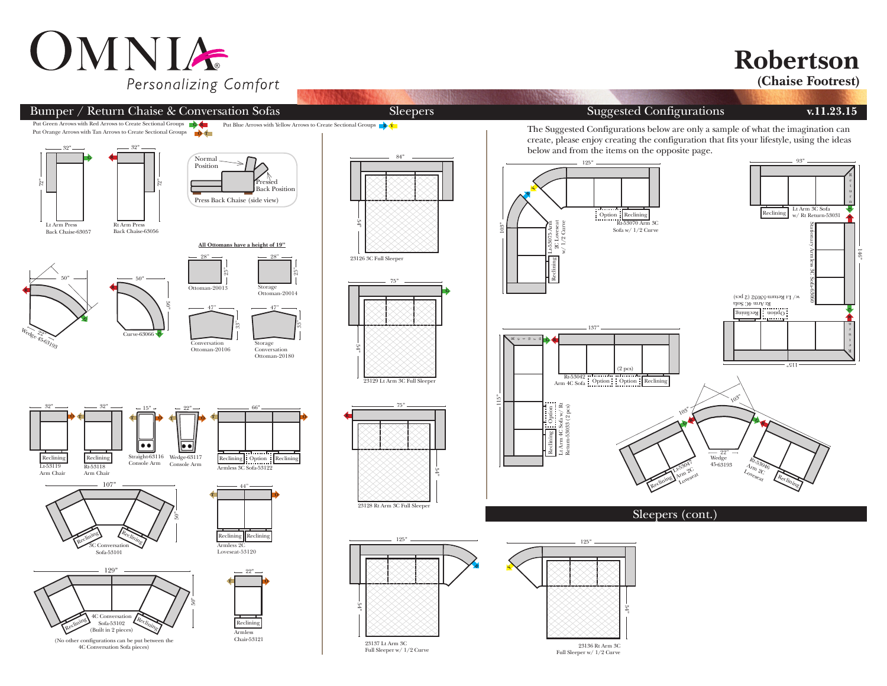# OMNIA

*Personalizing Comfort*

# Robertson

**(Chaise Footrest)**

## Bumper / Return Chaise & Conversation Sofas

Put Green Arrows with Red Arrows to Create Sectional Groups

Put Orange Arrows with Tan Arrows to Create Sectional Groups

32"

72"

Lt Arm Press Back Chaise-63057

32"

72"

Rt Arm Press Back Chaise-63056

Normal Position

Pressed Back Position

Press Back Chaise (side view)

**All Ottomans have a height of 19"**

28"

25"

Ottoman-20013

28"

25"

Storage Ottoman-20014

50"

22"

Wedge 45-63193

50"

50"

Curve-63066

47"

33"

Conversation Ottoman-20106

47"

33"

Storage Conversation Ottoman-20180

32"

Reclining

Lt-53119 Arm Chair

32"

Reclining

Rt-53118 Arm Chair

15"

Straight-63116 Console Arm

22"

Wedge-63117 Console Arm

66"

Reclining | Option | Reclining

Armless 3C Sofa-53122

107"

50"

Reclining

Reclining

3C Conversation Sofa-53101

44"

Reclining | Reclining

Armless 2C Loveseat-53120

129"

50"

Reclining

Reclining

4C Conversation Sofa-53102 (Built in 2 pieces)

(No other configurations can be put between the 4C Conversation Sofa pieces)

22"

Reclining

Armless Chair-53121

## Sleepers

Put Blue Arrows with Yellow Arrows to Create Sectional Groups

84"

54"

23126 3C Full Sleeper

75"

54"

23129 Lt Arm 3C Full Sleeper

75"

54"

23128 Rt Arm 3C Full Sleeper

125"

54"

23137 Lt Arm 3C Full Sleeper w/ 1/2 Curve

## Suggested Configurations

v.11.23.15

The Suggested Configurations below are only a sample of what the imagination can create, please enjoy creating the configuration that fits your lifestyle, using the ideas below and from the items on the opposite page.

125"

103"

Lt-53075 Arm 3C Loveseat w/ 1/2 Curve

Reclining

Option | Reclining

Rt-53070 Arm 3C Sofa w/ 1/2 Curve

93"

146"

115"

Reclining

Lt Arm 3C Sofa w/ Rt Return-53031

Return

Stationary Armless 3C Sofa-63069

Rt Arm 4C Sofa w/ Lt Return-53032 (2 pcs)

Option | Reclining

Return

137"

115"

Return

Rt-53042 Arm 4C Sofa

(2 pcs)

Option | Option | Reclining

Lt Arm 4C Sofa w/ Rt Return-53033 (2 pcs)

Option

Reclining

103"

103"

22"

Wedge 45-63193

Lt-53047 Arm 2C Loveseat

Reclining

Rt-53046 Arm 2C Loveseat

Reclining

## Sleepers (cont.)

125"

54"

23136 Rt Arm 3C Full Sleeper w/ 1/2 Curve